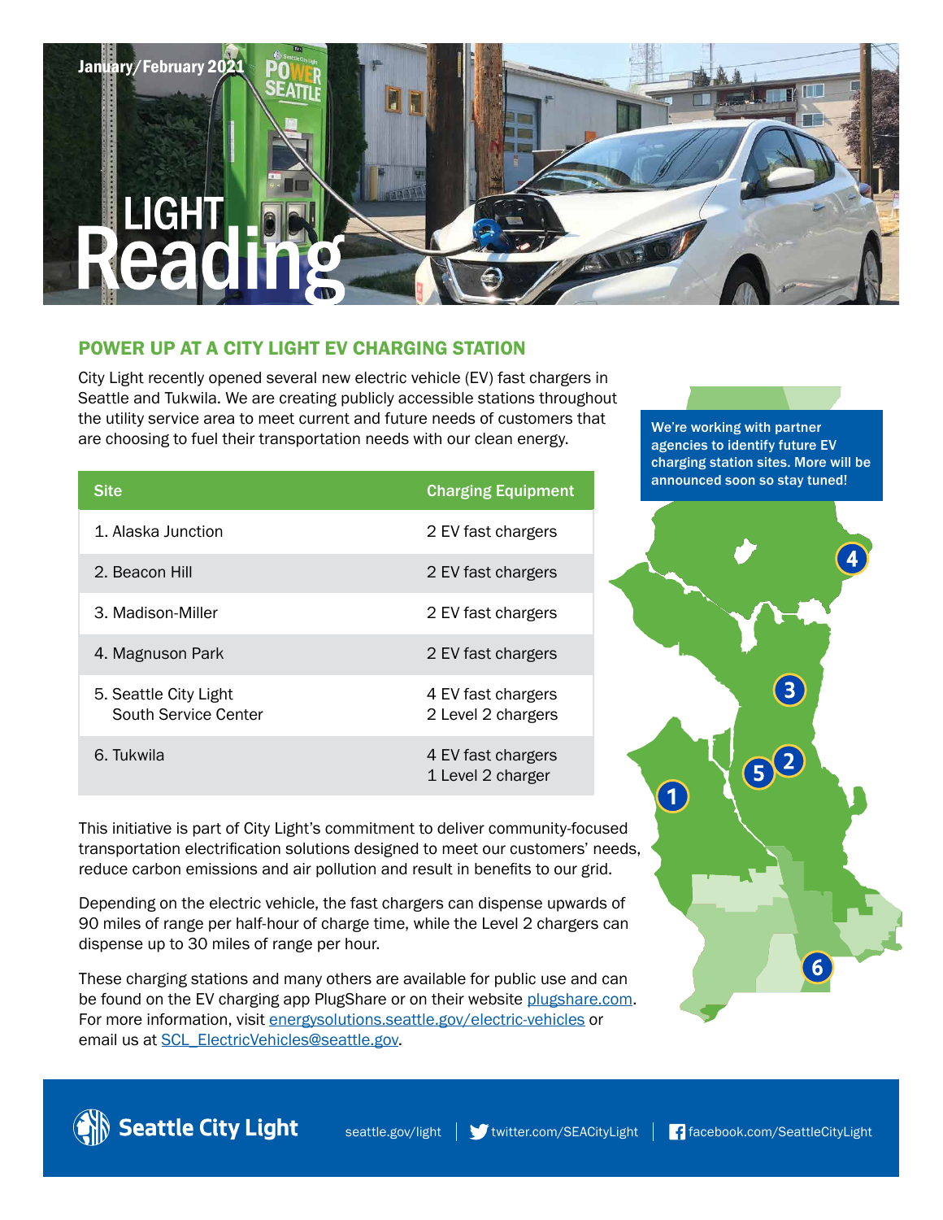January/February 2021

# LIGHT Reading

## POWER UP AT A CITY LIGHT EV CHARGING STATION

City Light recently opened several new electric vehicle (EV) fast chargers in Seattle and Tukwila. We are creating publicly accessible stations throughout the utility service area to meet current and future needs of customers that are choosing to fuel their transportation needs with our clean energy.

| Site | Charging Equipment |
|---|---|
| 1. Alaska Junction | 2 EV fast chargers |
| 2. Beacon Hill | 2 EV fast chargers |
| 3. Madison-Miller | 2 EV fast chargers |
| 4. Magnuson Park | 2 EV fast chargers |
| 5. Seattle City Light South Service Center | 4 EV fast chargers<br>2 Level 2 chargers |
| 6. Tukwila | 4 EV fast chargers<br>1 Level 2 charger |

**We're working with partner agencies to identify future EV charging station sites. More will be announced soon so stay tuned!**

This initiative is part of City Light's commitment to deliver community-focused transportation electrification solutions designed to meet our customers' needs, reduce carbon emissions and air pollution and result in benefits to our grid.

Depending on the electric vehicle, the fast chargers can dispense upwards of 90 miles of range per half-hour of charge time, while the Level 2 chargers can dispense up to 30 miles of range per hour.

These charging stations and many others are available for public use and can be found on the EV charging app PlugShare or on their website plugshare.com. For more information, visit energysolutions.seattle.gov/electric-vehicles or email us at SCL_ElectricVehicles@seattle.gov.

Seattle City Light | seattle.gov/light | twitter.com/SEACityLight | facebook.com/SeattleCityLight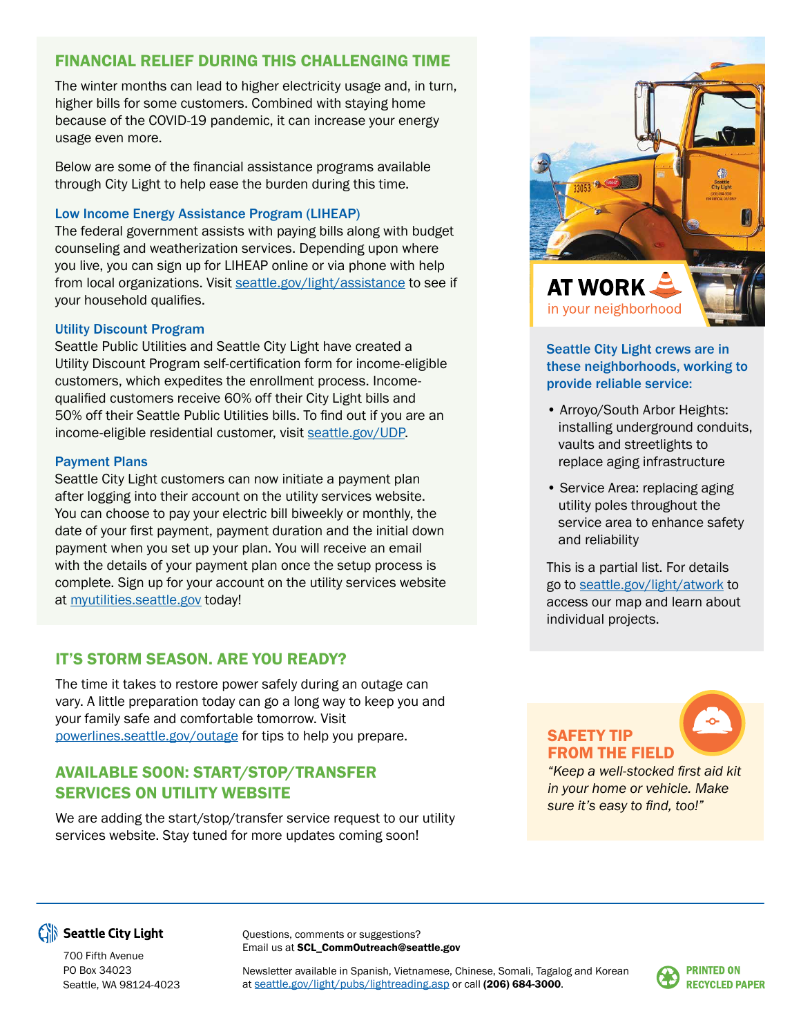## FINANCIAL RELIEF DURING THIS CHALLENGING TIME

The winter months can lead to higher electricity usage and, in turn, higher bills for some customers. Combined with staying home because of the COVID-19 pandemic, it can increase your energy usage even more.

Below are some of the financial assistance programs available through City Light to help ease the burden during this time.

### Low Income Energy Assistance Program (LIHEAP)

The federal government assists with paying bills along with budget counseling and weatherization services. Depending upon where you live, you can sign up for LIHEAP online or via phone with help from local organizations. Visit seattle.gov/light/assistance to see if your household qualifies.

### Utility Discount Program

Seattle Public Utilities and Seattle City Light have created a Utility Discount Program self-certification form for income-eligible customers, which expedites the enrollment process. Income-qualified customers receive 60% off their City Light bills and 50% off their Seattle Public Utilities bills. To find out if you are an income-eligible residential customer, visit seattle.gov/UDP.

### Payment Plans

Seattle City Light customers can now initiate a payment plan after logging into their account on the utility services website. You can choose to pay your electric bill biweekly or monthly, the date of your first payment, payment duration and the initial down payment when you set up your plan. You will receive an email with the details of your payment plan once the setup process is complete. Sign up for your account on the utility services website at myutilities.seattle.gov today!

## IT'S STORM SEASON. ARE YOU READY?

The time it takes to restore power safely during an outage can vary. A little preparation today can go a long way to keep you and your family safe and comfortable tomorrow. Visit powerlines.seattle.gov/outage for tips to help you prepare.

## AVAILABLE SOON: START/STOP/TRANSFER SERVICES ON UTILITY WEBSITE

We are adding the start/stop/transfer service request to our utility services website. Stay tuned for more updates coming soon!

## AT WORK in your neighborhood

**Seattle City Light crews are in these neighborhoods, working to provide reliable service:**

- Arroyo/South Arbor Heights: installing underground conduits, vaults and streetlights to replace aging infrastructure
- Service Area: replacing aging utility poles throughout the service area to enhance safety and reliability

This is a partial list. For details go to seattle.gov/light/atwork to access our map and learn about individual projects.

## SAFETY TIP FROM THE FIELD

*"Keep a well-stocked first aid kit in your home or vehicle. Make sure it's easy to find, too!"*

---

**Seattle City Light**
700 Fifth Avenue
PO Box 34023
Seattle, WA 98124-4023

Questions, comments or suggestions?
Email us at **SCL_CommOutreach@seattle.gov**

Newsletter available in Spanish, Vietnamese, Chinese, Somali, Tagalog and Korean at seattle.gov/light/pubs/lightreading.asp or call **(206) 684-3000**.

PRINTED ON RECYCLED PAPER